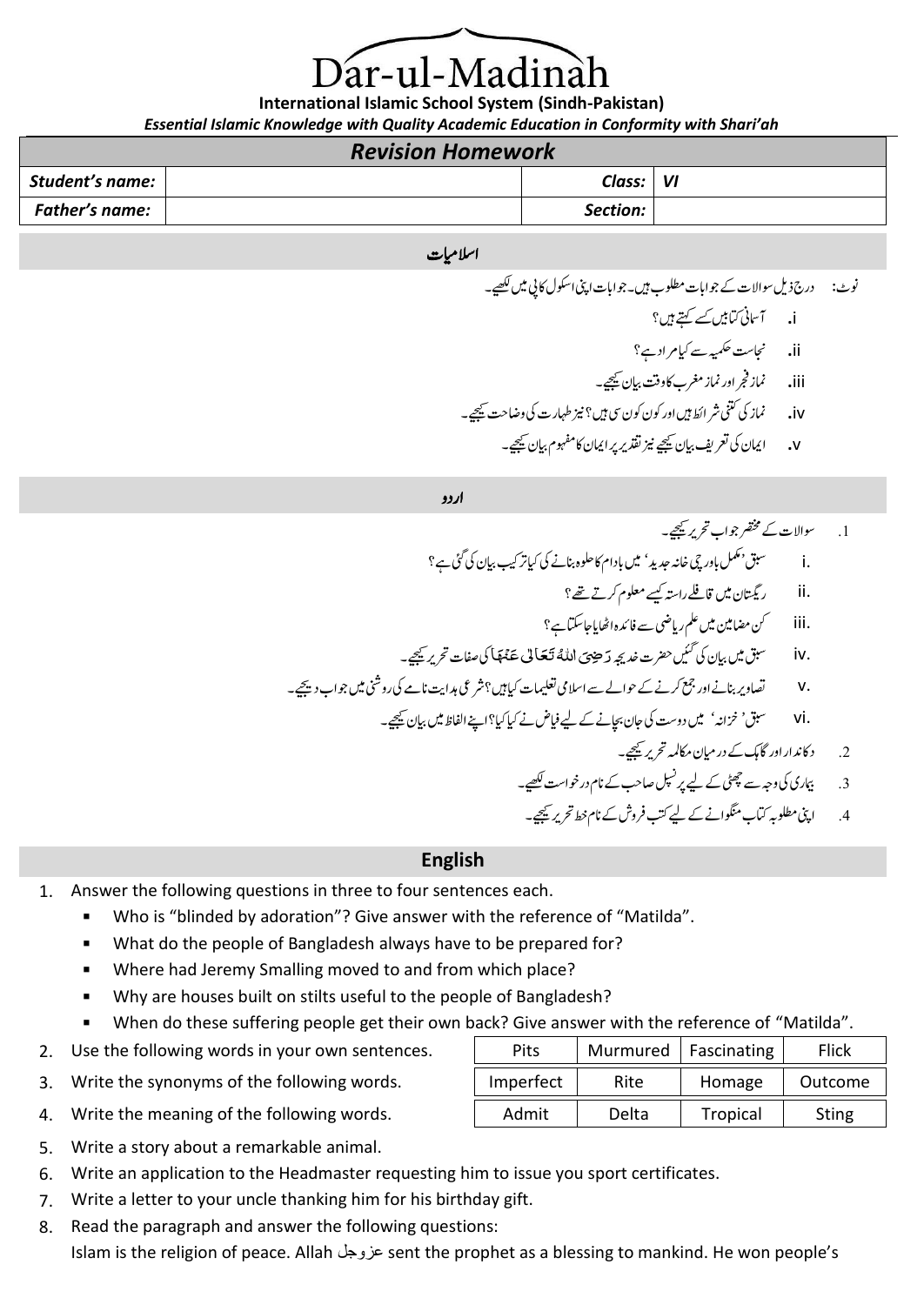# Dar-ul-Madinah

**International Islamic School System (Sindh-Pakistan)**

***Essential Islamic Knowledge with Quality Academic Education in Conformity with Shari'ah***

## *Revision Homework*

| ***Student's name:*** | | ***Class:*** | ***VI*** |
|---|---|---|---|
| ***Father's name:*** | | ***Section:*** | |

## اسلامیات

نوٹ: درج ذیل سوالات کے جوابات مطلوب ہیں۔ جوابات اپنی اسکول کاپی میں لکھیے۔

i. آسمانی کتابیں کسے کہتے ہیں؟

ii. نجاست حکمیہ سے کیا مراد ہے؟

iii. نماز فجر اور نماز مغرب کا وقت بیان کیجیے۔

iv. نماز کی کتنی شرائط ہیں اور کون کون سی ہیں؟ نیز طہارت کی وضاحت کیجیے۔

v. ایمان کی تعریف بیان کیجیے نیز تقدیر پر ایمان کا مفہوم بیان کیجیے۔

## اردو

1. سوالات کے مختصر جواب تحریر کیجیے۔

   i. سبق 'مکمل باورچی خانہ جدید' میں بادام کا حلوہ بنانے کی کیا ترکیب بیان کی گئی ہے؟

   ii. ریگستان میں قافلے راستہ کیسے معلوم کرتے تھے؟

   iii. کن مضامین میں علم ریاضی سے فائدہ اٹھایا جاسکتا ہے؟

   iv. سبق میں بیان کی گئیں حضرت خدیجہ رَضِیَ اللہُ تَعَالٰی عَنْہَا کی صفات تحریر کیجیے۔

   v. تصاویر بنانے اور جمع کرنے کے حوالے سے اسلامی تعلیمات کیا ہیں؟ شرعی ہدایت نامے کی روشنی میں جواب دیجیے۔

   vi. سبق 'خزانہ' میں دوست کی جان بچانے کے لیے فیاض نے کیا کیا؟ اپنے الفاظ میں بیان کیجیے۔

2. دکاندار اور گاہک کے درمیان مکالمہ تحریر کیجیے۔

3. بیماری کی وجہ سے چھٹی کے لیے پرنسپل صاحب کے نام درخواست لکھیے۔

4. اپنی مطلوبہ کتاب منگوانے کے لیے کتب فروش کے نام خط تحریر کیجیے۔

## English

1. Answer the following questions in three to four sentences each.
   - Who is "blinded by adoration"? Give answer with the reference of "Matilda".
   - What do the people of Bangladesh always have to be prepared for?
   - Where had Jeremy Smalling moved to and from which place?
   - Why are houses built on stilts useful to the people of Bangladesh?
   - When do these suffering people get their own back? Give answer with the reference of "Matilda".
2. Use the following words in your own sentences.
3. Write the synonyms of the following words.
4. Write the meaning of the following words.

| | | | | |
|---|---|---|---|---|
| 2. | Pits | Murmured | Fascinating | Flick |
| 3. | Imperfect | Rite | Homage | Outcome |
| 4. | Admit | Delta | Tropical | Sting |

5. Write a story about a remarkable animal.
6. Write an application to the Headmaster requesting him to issue you sport certificates.
7. Write a letter to your uncle thanking him for his birthday gift.
8. Read the paragraph and answer the following questions:
   Islam is the religion of peace. Allah عزوجل sent the prophet as a blessing to mankind. He won people's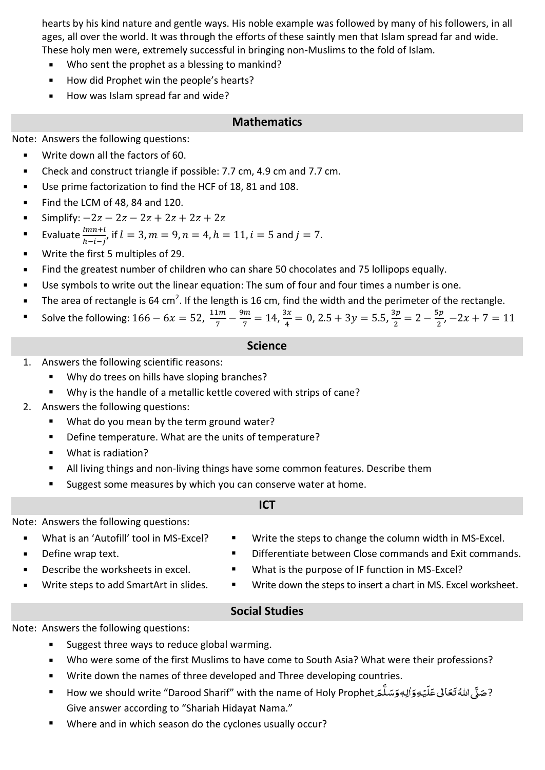hearts by his kind nature and gentle ways. His noble example was followed by many of his followers, in all ages, all over the world. It was through the efforts of these saintly men that Islam spread far and wide. These holy men were, extremely successful in bringing non-Muslims to the fold of Islam.

- Who sent the prophet as a blessing to mankind?
- How did Prophet win the people's hearts?
- How was Islam spread far and wide?

## Mathematics

Note: Answers the following questions:

- Write down all the factors of 60.
- Check and construct triangle if possible: 7.7 cm, 4.9 cm and 7.7 cm.
- Use prime factorization to find the HCF of 18, 81 and 108.
- Find the LCM of 48, 84 and 120.
- Simplify: $-2z - 2z - 2z + 2z + 2z + 2z$
- Evaluate $\frac{lmn+l}{h-i-j}$, if $l = 3, m = 9, n = 4, h = 11, i = 5$ and $j = 7$.
- Write the first 5 multiples of 29.
- Find the greatest number of children who can share 50 chocolates and 75 lollipops equally.
- Use symbols to write out the linear equation: The sum of four and four times a number is one.
- The area of rectangle is 64 cm$^2$. If the length is 16 cm, find the width and the perimeter of the rectangle.
- Solve the following: $166 - 6x = 52$, $\frac{11m}{7} - \frac{9m}{7} = 14$, $\frac{3x}{4} = 0$, $2.5 + 3y = 5.5$, $\frac{3p}{2} = 2 - \frac{5p}{2}$, $-2x + 7 = 11$

## Science

1. Answers the following scientific reasons:
   - Why do trees on hills have sloping branches?
   - Why is the handle of a metallic kettle covered with strips of cane?
2. Answers the following questions:
   - What do you mean by the term ground water?
   - Define temperature. What are the units of temperature?
   - What is radiation?
   - All living things and non-living things have some common features. Describe them
   - Suggest some measures by which you can conserve water at home.

## ICT

Note: Answers the following questions:

- What is an 'Autofill' tool in MS-Excel?
- Define wrap text.
- Describe the worksheets in excel.
- Write steps to add SmartArt in slides.
- Write the steps to change the column width in MS-Excel.
- Differentiate between Close commands and Exit commands.
- What is the purpose of IF function in MS-Excel?
- Write down the steps to insert a chart in MS. Excel worksheet.

## Social Studies

Note: Answers the following questions:

- Suggest three ways to reduce global warming.
- Who were some of the first Muslims to have come to South Asia? What were their professions?
- Write down the names of three developed and Three developing countries.
- How we should write "Darood Sharif" with the name of Holy Prophet صَلَّى اللّٰهُ تَعَالٰى عَلَيْهِ وَاٰلِهٖ وَسَلَّمَ? Give answer according to "Shariah Hidayat Nama."
- Where and in which season do the cyclones usually occur?